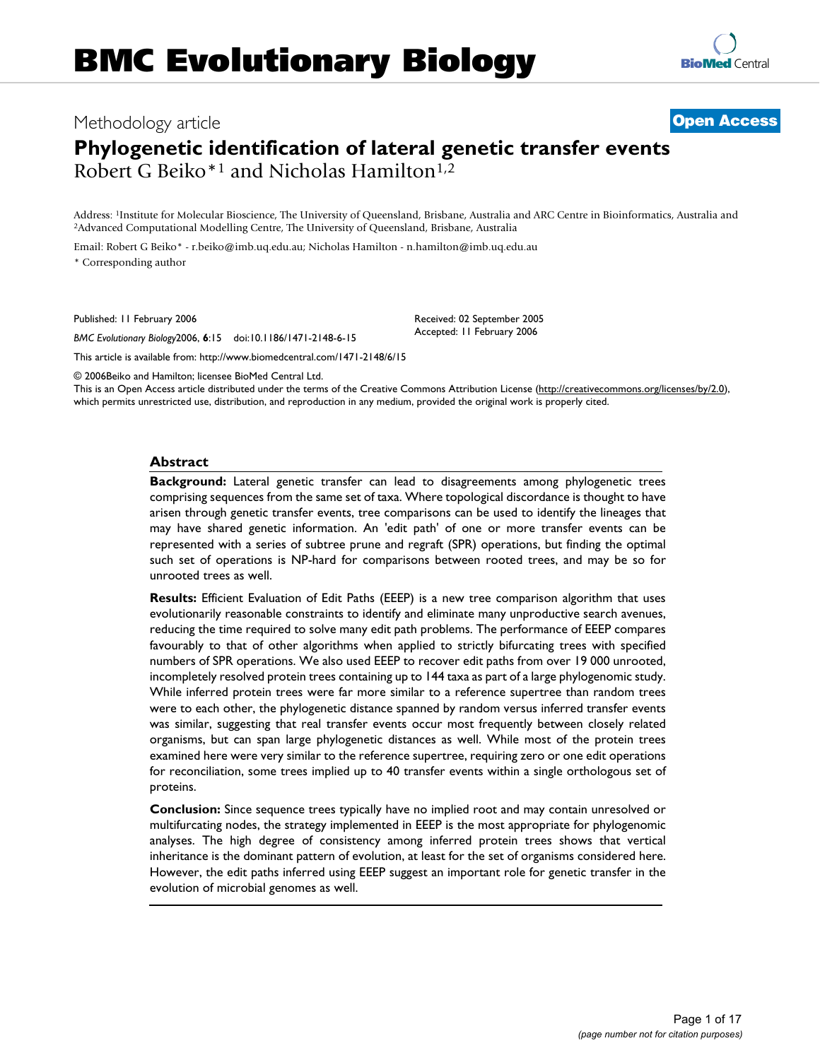Methodology article

**Open Access**

# Phylogenetic identification of lateral genetic transfer events

Robert G Beiko*[1] and Nicholas Hamilton[1,2]

Address: [1]Institute for Molecular Bioscience, The University of Queensland, Brisbane, Australia and ARC Centre in Bioinformatics, Australia and [2]Advanced Computational Modelling Centre, The University of Queensland, Brisbane, Australia

Email: Robert G Beiko* - r.beiko@imb.uq.edu.au; Nicholas Hamilton - n.hamilton@imb.uq.edu.au

* Corresponding author

Published: 11 February 2006

*BMC Evolutionary Biology* 2006, **6**:15 doi:10.1186/1471-2148-6-15

Received: 02 September 2005
Accepted: 11 February 2006

This article is available from: http://www.biomedcentral.com/1471-2148/6/15

© 2006 Beiko and Hamilton; licensee BioMed Central Ltd.
This is an Open Access article distributed under the terms of the Creative Commons Attribution License (http://creativecommons.org/licenses/by/2.0), which permits unrestricted use, distribution, and reproduction in any medium, provided the original work is properly cited.

## Abstract

**Background:** Lateral genetic transfer can lead to disagreements among phylogenetic trees comprising sequences from the same set of taxa. Where topological discordance is thought to have arisen through genetic transfer events, tree comparisons can be used to identify the lineages that may have shared genetic information. An 'edit path' of one or more transfer events can be represented with a series of subtree prune and regraft (SPR) operations, but finding the optimal such set of operations is NP-hard for comparisons between rooted trees, and may be so for unrooted trees as well.

**Results:** Efficient Evaluation of Edit Paths (EEEP) is a new tree comparison algorithm that uses evolutionarily reasonable constraints to identify and eliminate many unproductive search avenues, reducing the time required to solve many edit path problems. The performance of EEEP compares favourably to that of other algorithms when applied to strictly bifurcating trees with specified numbers of SPR operations. We also used EEEP to recover edit paths from over 19 000 unrooted, incompletely resolved protein trees containing up to 144 taxa as part of a large phylogenomic study. While inferred protein trees were far more similar to a reference supertree than random trees were to each other, the phylogenetic distance spanned by random versus inferred transfer events was similar, suggesting that real transfer events occur most frequently between closely related organisms, but can span large phylogenetic distances as well. While most of the protein trees examined here were very similar to the reference supertree, requiring zero or one edit operations for reconciliation, some trees implied up to 40 transfer events within a single orthologous set of proteins.

**Conclusion:** Since sequence trees typically have no implied root and may contain unresolved or multifurcating nodes, the strategy implemented in EEEP is the most appropriate for phylogenomic analyses. The high degree of consistency among inferred protein trees shows that vertical inheritance is the dominant pattern of evolution, at least for the set of organisms considered here. However, the edit paths inferred using EEEP suggest an important role for genetic transfer in the evolution of microbial genomes as well.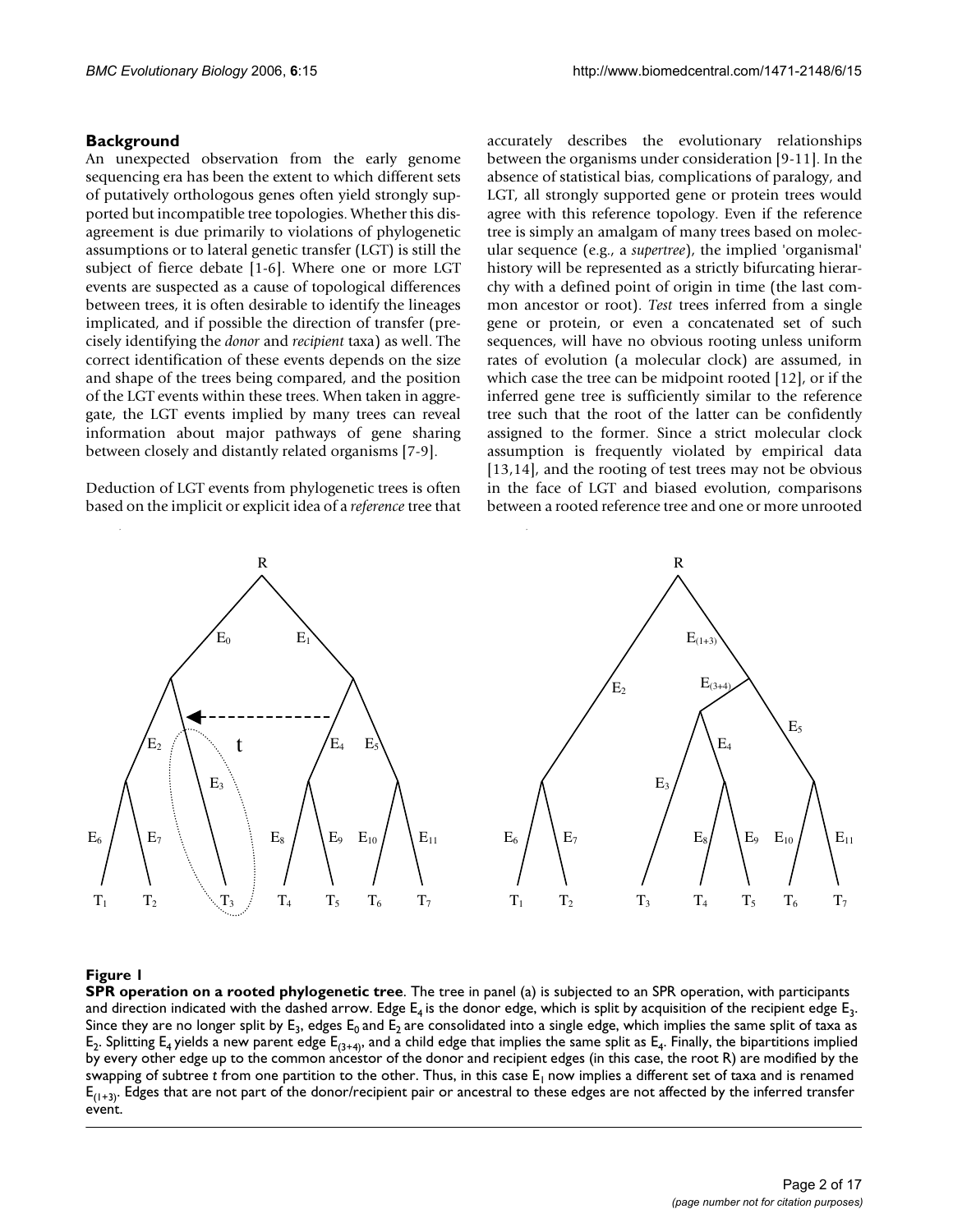## Background

An unexpected observation from the early genome sequencing era has been the extent to which different sets of putatively orthologous genes often yield strongly supported but incompatible tree topologies. Whether this disagreement is due primarily to violations of phylogenetic assumptions or to lateral genetic transfer (LGT) is still the subject of fierce debate [1-6]. Where one or more LGT events are suspected as a cause of topological differences between trees, it is often desirable to identify the lineages implicated, and if possible the direction of transfer (precisely identifying the *donor* and *recipient* taxa) as well. The correct identification of these events depends on the size and shape of the trees being compared, and the position of the LGT events within these trees. When taken in aggregate, the LGT events implied by many trees can reveal information about major pathways of gene sharing between closely and distantly related organisms [7-9].

Deduction of LGT events from phylogenetic trees is often based on the implicit or explicit idea of a *reference* tree that accurately describes the evolutionary relationships between the organisms under consideration [9-11]. In the absence of statistical bias, complications of paralogy, and LGT, all strongly supported gene or protein trees would agree with this reference topology. Even if the reference tree is simply an amalgam of many trees based on molecular sequence (e.g., a *supertree*), the implied 'organismal' history will be represented as a strictly bifurcating hierarchy with a defined point of origin in time (the last common ancestor or root). *Test* trees inferred from a single gene or protein, or even a concatenated set of such sequences, will have no obvious rooting unless uniform rates of evolution (a molecular clock) are assumed, in which case the tree can be midpoint rooted [12], or if the inferred gene tree is sufficiently similar to the reference tree such that the root of the latter can be confidently assigned to the former. Since a strict molecular clock assumption is frequently violated by empirical data [13,14], and the rooting of test trees may not be obvious in the face of LGT and biased evolution, comparisons between a rooted reference tree and one or more unrooted

**Figure 1**

**SPR operation on a rooted phylogenetic tree**. The tree in panel (a) is subjected to an SPR operation, with participants and direction indicated with the dashed arrow. Edge $E_4$ is the donor edge, which is split by acquisition of the recipient edge $E_3$. Since they are no longer split by $E_3$, edges $E_0$ and $E_2$ are consolidated into a single edge, which implies the same split of taxa as $E_2$. Splitting $E_4$ yields a new parent edge $E_{(3+4)}$, and a child edge that implies the same split as $E_4$. Finally, the bipartitions implied by every other edge up to the common ancestor of the donor and recipient edges (in this case, the root R) are modified by the swapping of subtree *t* from one partition to the other. Thus, in this case $E_1$ now implies a different set of taxa and is renamed $E_{(1+3)}$. Edges that are not part of the donor/recipient pair or ancestral to these edges are not affected by the inferred transfer event.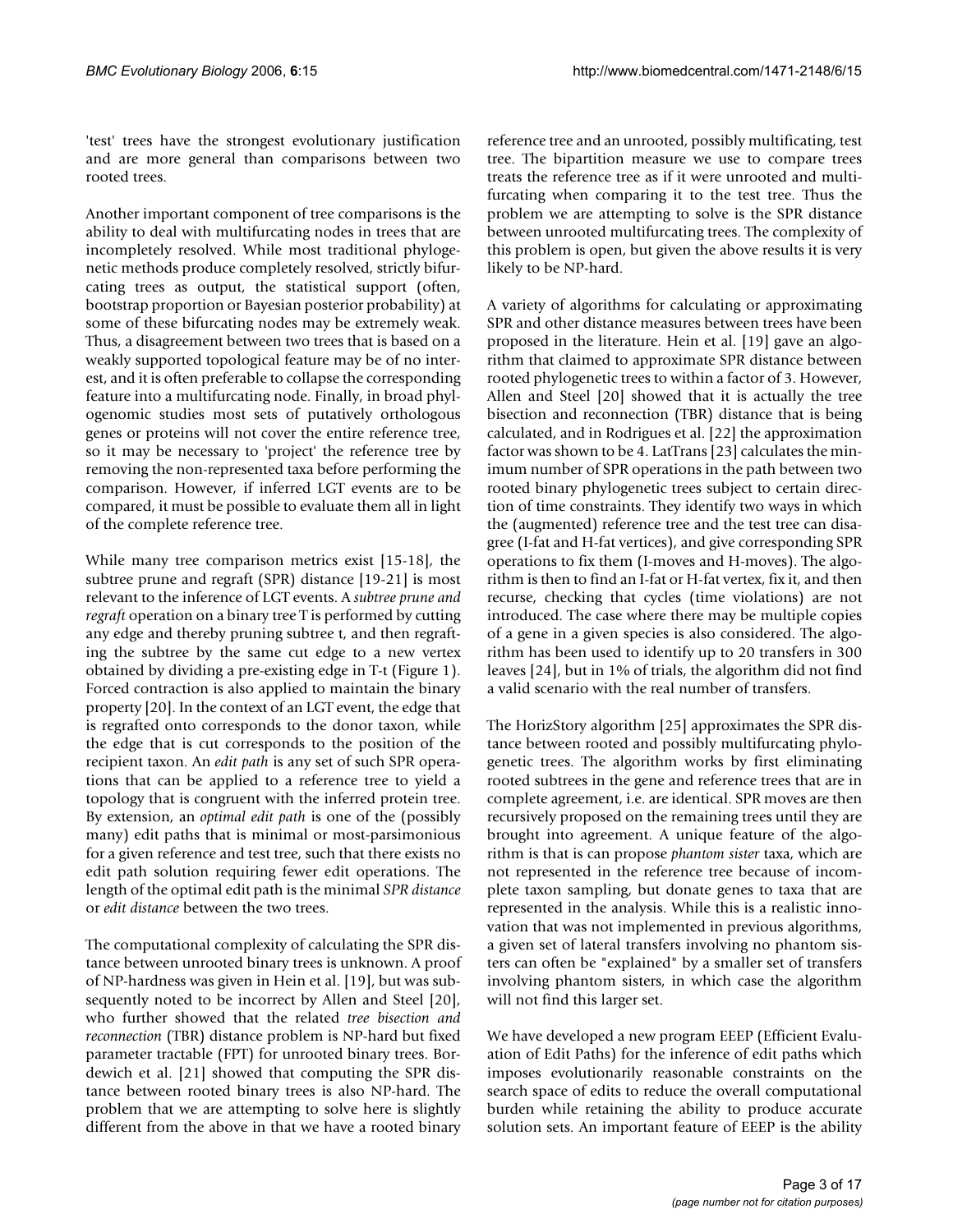'test' trees have the strongest evolutionary justification and are more general than comparisons between two rooted trees.

Another important component of tree comparisons is the ability to deal with multifurcating nodes in trees that are incompletely resolved. While most traditional phylogenetic methods produce completely resolved, strictly bifurcating trees as output, the statistical support (often, bootstrap proportion or Bayesian posterior probability) at some of these bifurcating nodes may be extremely weak. Thus, a disagreement between two trees that is based on a weakly supported topological feature may be of no interest, and it is often preferable to collapse the corresponding feature into a multifurcating node. Finally, in broad phylogenomic studies most sets of putatively orthologous genes or proteins will not cover the entire reference tree, so it may be necessary to 'project' the reference tree by removing the non-represented taxa before performing the comparison. However, if inferred LGT events are to be compared, it must be possible to evaluate them all in light of the complete reference tree.

While many tree comparison metrics exist [15-18], the subtree prune and regraft (SPR) distance [19-21] is most relevant to the inference of LGT events. A *subtree prune and regraft* operation on a binary tree T is performed by cutting any edge and thereby pruning subtree t, and then regrafting the subtree by the same cut edge to a new vertex obtained by dividing a pre-existing edge in T-t (Figure 1). Forced contraction is also applied to maintain the binary property [20]. In the context of an LGT event, the edge that is regrafted onto corresponds to the donor taxon, while the edge that is cut corresponds to the position of the recipient taxon. An *edit path* is any set of such SPR operations that can be applied to a reference tree to yield a topology that is congruent with the inferred protein tree. By extension, an *optimal edit path* is one of the (possibly many) edit paths that is minimal or most-parsimonious for a given reference and test tree, such that there exists no edit path solution requiring fewer edit operations. The length of the optimal edit path is the minimal *SPR distance* or *edit distance* between the two trees.

The computational complexity of calculating the SPR distance between unrooted binary trees is unknown. A proof of NP-hardness was given in Hein et al. [19], but was subsequently noted to be incorrect by Allen and Steel [20], who further showed that the related *tree bisection and reconnection* (TBR) distance problem is NP-hard but fixed parameter tractable (FPT) for unrooted binary trees. Bordewich et al. [21] showed that computing the SPR distance between rooted binary trees is also NP-hard. The problem that we are attempting to solve here is slightly different from the above in that we have a rooted binary reference tree and an unrooted, possibly multificating, test tree. The bipartition measure we use to compare trees treats the reference tree as if it were unrooted and multifurcating when comparing it to the test tree. Thus the problem we are attempting to solve is the SPR distance between unrooted multifurcating trees. The complexity of this problem is open, but given the above results it is very likely to be NP-hard.

A variety of algorithms for calculating or approximating SPR and other distance measures between trees have been proposed in the literature. Hein et al. [19] gave an algorithm that claimed to approximate SPR distance between rooted phylogenetic trees to within a factor of 3. However, Allen and Steel [20] showed that it is actually the tree bisection and reconnection (TBR) distance that is being calculated, and in Rodrigues et al. [22] the approximation factor was shown to be 4. LatTrans [23] calculates the minimum number of SPR operations in the path between two rooted binary phylogenetic trees subject to certain direction of time constraints. They identify two ways in which the (augmented) reference tree and the test tree can disagree (I-fat and H-fat vertices), and give corresponding SPR operations to fix them (I-moves and H-moves). The algorithm is then to find an I-fat or H-fat vertex, fix it, and then recurse, checking that cycles (time violations) are not introduced. The case where there may be multiple copies of a gene in a given species is also considered. The algorithm has been used to identify up to 20 transfers in 300 leaves [24], but in 1% of trials, the algorithm did not find a valid scenario with the real number of transfers.

The HorizStory algorithm [25] approximates the SPR distance between rooted and possibly multifurcating phylogenetic trees. The algorithm works by first eliminating rooted subtrees in the gene and reference trees that are in complete agreement, i.e. are identical. SPR moves are then recursively proposed on the remaining trees until they are brought into agreement. A unique feature of the algorithm is that is can propose *phantom sister* taxa, which are not represented in the reference tree because of incomplete taxon sampling, but donate genes to taxa that are represented in the analysis. While this is a realistic innovation that was not implemented in previous algorithms, a given set of lateral transfers involving no phantom sisters can often be "explained" by a smaller set of transfers involving phantom sisters, in which case the algorithm will not find this larger set.

We have developed a new program EEEP (Efficient Evaluation of Edit Paths) for the inference of edit paths which imposes evolutionarily reasonable constraints on the search space of edits to reduce the overall computational burden while retaining the ability to produce accurate solution sets. An important feature of EEEP is the ability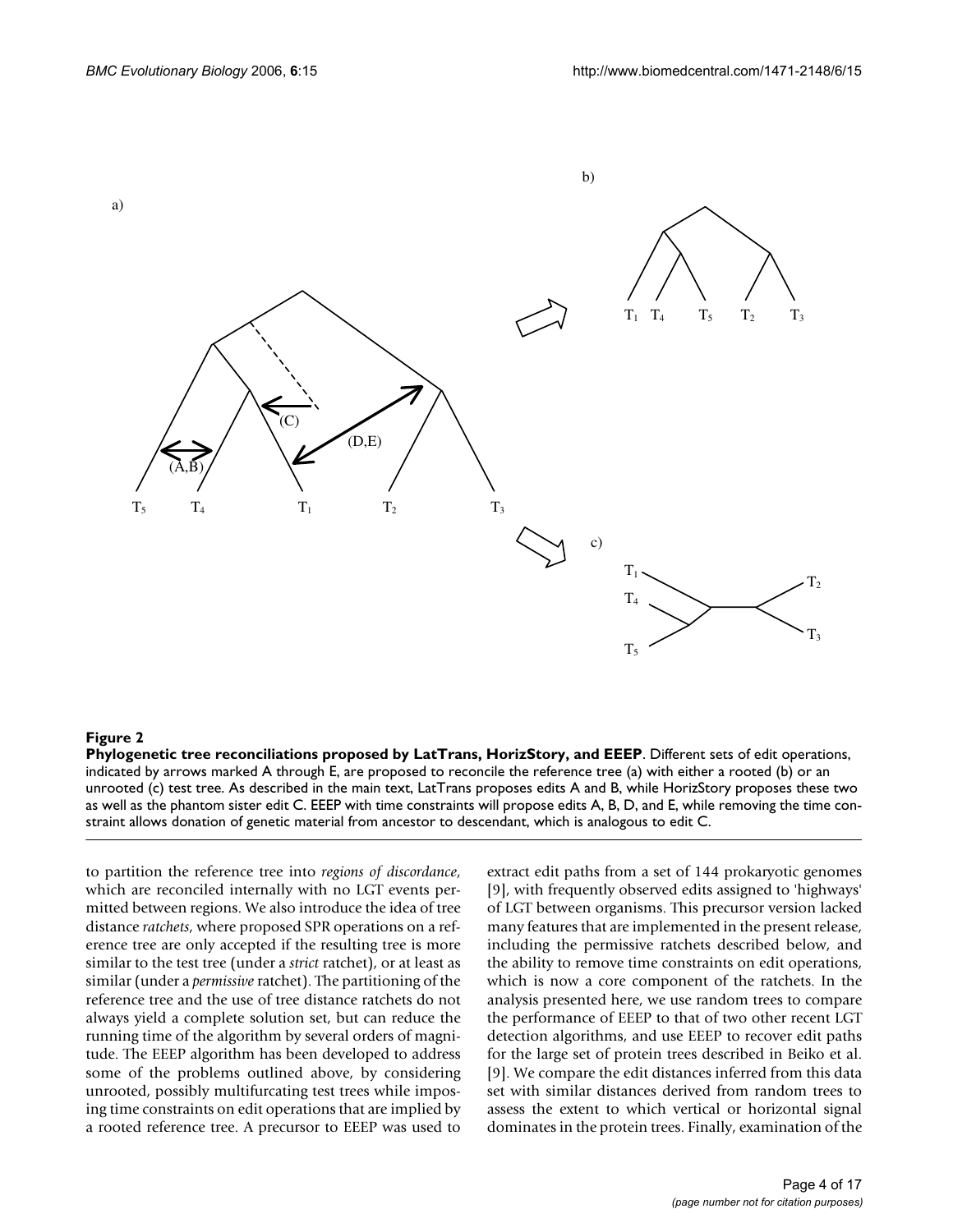**Figure 2**

**Phylogenetic tree reconciliations proposed by LatTrans, HorizStory, and EEEP**. Different sets of edit operations, indicated by arrows marked A through E, are proposed to reconcile the reference tree (a) with either a rooted (b) or an unrooted (c) test tree. As described in the main text, LatTrans proposes edits A and B, while HorizStory proposes these two as well as the phantom sister edit C. EEEP with time constraints will propose edits A, B, D, and E, while removing the time constraint allows donation of genetic material from ancestor to descendant, which is analogous to edit C.

to partition the reference tree into *regions of discordance*, which are reconciled internally with no LGT events permitted between regions. We also introduce the idea of tree distance *ratchets*, where proposed SPR operations on a reference tree are only accepted if the resulting tree is more similar to the test tree (under a *strict* ratchet), or at least as similar (under a *permissive* ratchet). The partitioning of the reference tree and the use of tree distance ratchets do not always yield a complete solution set, but can reduce the running time of the algorithm by several orders of magnitude. The EEEP algorithm has been developed to address some of the problems outlined above, by considering unrooted, possibly multifurcating test trees while imposing time constraints on edit operations that are implied by a rooted reference tree. A precursor to EEEP was used to extract edit paths from a set of 144 prokaryotic genomes [9], with frequently observed edits assigned to 'highways' of LGT between organisms. This precursor version lacked many features that are implemented in the present release, including the permissive ratchets described below, and the ability to remove time constraints on edit operations, which is now a core component of the ratchets. In the analysis presented here, we use random trees to compare the performance of EEEP to that of two other recent LGT detection algorithms, and use EEEP to recover edit paths for the large set of protein trees described in Beiko et al. [9]. We compare the edit distances inferred from this data set with similar distances derived from random trees to assess the extent to which vertical or horizontal signal dominates in the protein trees. Finally, examination of the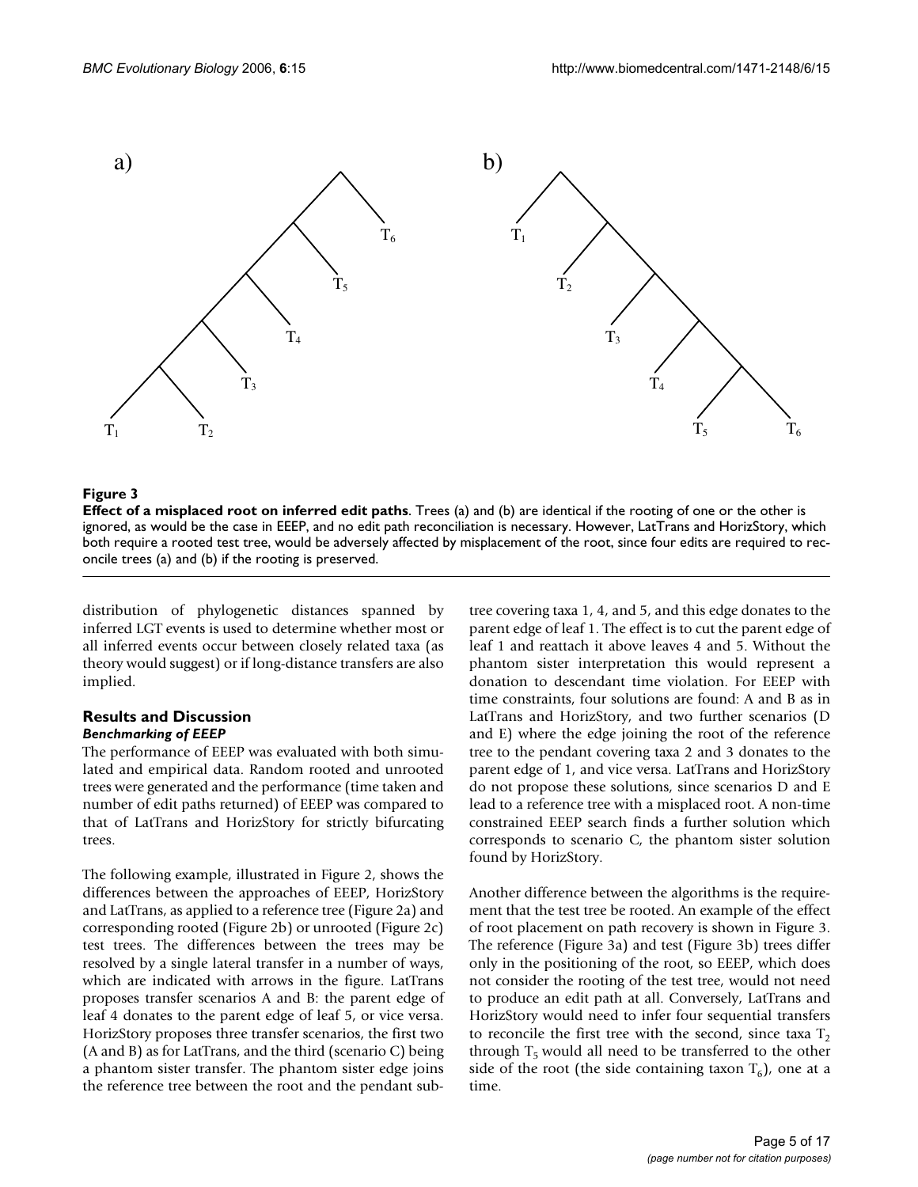**Figure 3**

**Effect of a misplaced root on inferred edit paths**. Trees (a) and (b) are identical if the rooting of one or the other is ignored, as would be the case in EEEP, and no edit path reconciliation is necessary. However, LatTrans and HorizStory, which both require a rooted test tree, would be adversely affected by misplacement of the root, since four edits are required to reconcile trees (a) and (b) if the rooting is preserved.

distribution of phylogenetic distances spanned by inferred LGT events is used to determine whether most or all inferred events occur between closely related taxa (as theory would suggest) or if long-distance transfers are also implied.

## Results and Discussion

### *Benchmarking of EEEP*

The performance of EEEP was evaluated with both simulated and empirical data. Random rooted and unrooted trees were generated and the performance (time taken and number of edit paths returned) of EEEP was compared to that of LatTrans and HorizStory for strictly bifurcating trees.

The following example, illustrated in Figure 2, shows the differences between the approaches of EEEP, HorizStory and LatTrans, as applied to a reference tree (Figure 2a) and corresponding rooted (Figure 2b) or unrooted (Figure 2c) test trees. The differences between the trees may be resolved by a single lateral transfer in a number of ways, which are indicated with arrows in the figure. LatTrans proposes transfer scenarios A and B: the parent edge of leaf 4 donates to the parent edge of leaf 5, or vice versa. HorizStory proposes three transfer scenarios, the first two (A and B) as for LatTrans, and the third (scenario C) being a phantom sister transfer. The phantom sister edge joins the reference tree between the root and the pendant subtree covering taxa 1, 4, and 5, and this edge donates to the parent edge of leaf 1. The effect is to cut the parent edge of leaf 1 and reattach it above leaves 4 and 5. Without the phantom sister interpretation this would represent a donation to descendant time violation. For EEEP with time constraints, four solutions are found: A and B as in LatTrans and HorizStory, and two further scenarios (D and E) where the edge joining the root of the reference tree to the pendant covering taxa 2 and 3 donates to the parent edge of 1, and vice versa. LatTrans and HorizStory do not propose these solutions, since scenarios D and E lead to a reference tree with a misplaced root. A non-time constrained EEEP search finds a further solution which corresponds to scenario C, the phantom sister solution found by HorizStory.

Another difference between the algorithms is the requirement that the test tree be rooted. An example of the effect of root placement on path recovery is shown in Figure 3. The reference (Figure 3a) and test (Figure 3b) trees differ only in the positioning of the root, so EEEP, which does not consider the rooting of the test tree, would not need to produce an edit path at all. Conversely, LatTrans and HorizStory would need to infer four sequential transfers to reconcile the first tree with the second, since taxa $T_2$ through $T_5$ would all need to be transferred to the other side of the root (the side containing taxon $T_6$), one at a time.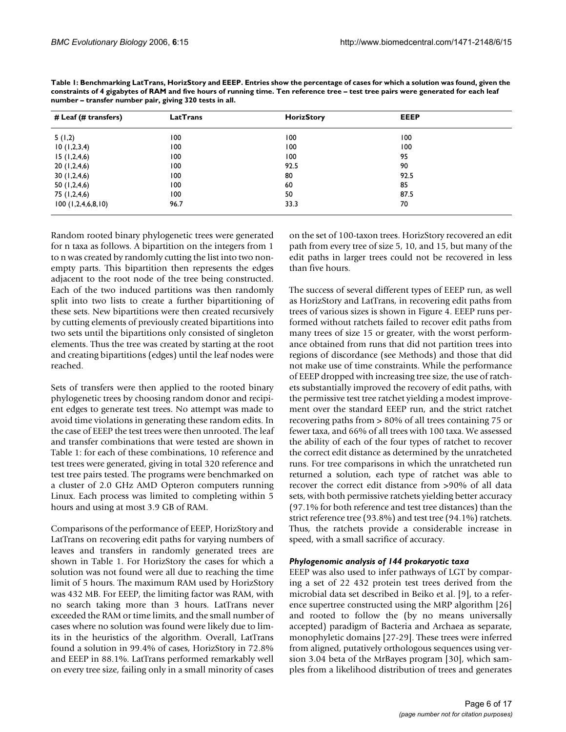**Table 1: Benchmarking LatTrans, HorizStory and EEEP. Entries show the percentage of cases for which a solution was found, given the constraints of 4 gigabytes of RAM and five hours of running time. Ten reference tree – test tree pairs were generated for each leaf number – transfer number pair, giving 320 tests in all.**

| # Leaf (# transfers) | LatTrans | HorizStory | EEEP |
|---|---|---|---|
| 5 (1,2) | 100 | 100 | 100 |
| 10 (1,2,3,4) | 100 | 100 | 100 |
| 15 (1,2,4,6) | 100 | 100 | 95 |
| 20 (1,2,4,6) | 100 | 92.5 | 90 |
| 30 (1,2,4,6) | 100 | 80 | 92.5 |
| 50 (1,2,4,6) | 100 | 60 | 85 |
| 75 (1,2,4,6) | 100 | 50 | 87.5 |
| 100 (1,2,4,6,8,10) | 96.7 | 33.3 | 70 |

Random rooted binary phylogenetic trees were generated for n taxa as follows. A bipartition on the integers from 1 to n was created by randomly cutting the list into two non-empty parts. This bipartition then represents the edges adjacent to the root node of the tree being constructed. Each of the two induced partitions was then randomly split into two lists to create a further bipartitioning of these sets. New bipartitions were then created recursively by cutting elements of previously created bipartitions into two sets until the bipartitions only consisted of singleton elements. Thus the tree was created by starting at the root and creating bipartitions (edges) until the leaf nodes were reached.

Sets of transfers were then applied to the rooted binary phylogenetic trees by choosing random donor and recipient edges to generate test trees. No attempt was made to avoid time violations in generating these random edits. In the case of EEEP the test trees were then unrooted. The leaf and transfer combinations that were tested are shown in Table 1: for each of these combinations, 10 reference and test trees were generated, giving in total 320 reference and test tree pairs tested. The programs were benchmarked on a cluster of 2.0 GHz AMD Opteron computers running Linux. Each process was limited to completing within 5 hours and using at most 3.9 GB of RAM.

Comparisons of the performance of EEEP, HorizStory and LatTrans on recovering edit paths for varying numbers of leaves and transfers in randomly generated trees are shown in Table 1. For HorizStory the cases for which a solution was not found were all due to reaching the time limit of 5 hours. The maximum RAM used by HorizStory was 432 MB. For EEEP, the limiting factor was RAM, with no search taking more than 3 hours. LatTrans never exceeded the RAM or time limits, and the small number of cases where no solution was found were likely due to limits in the heuristics of the algorithm. Overall, LatTrans found a solution in 99.4% of cases, HorizStory in 72.8% and EEEP in 88.1%. LatTrans performed remarkably well on every tree size, failing only in a small minority of cases on the set of 100-taxon trees. HorizStory recovered an edit path from every tree of size 5, 10, and 15, but many of the edit paths in larger trees could not be recovered in less than five hours.

The success of several different types of EEEP run, as well as HorizStory and LatTrans, in recovering edit paths from trees of various sizes is shown in Figure 4. EEEP runs performed without ratchets failed to recover edit paths from many trees of size 15 or greater, with the worst performance obtained from runs that did not partition trees into regions of discordance (see Methods) and those that did not make use of time constraints. While the performance of EEEP dropped with increasing tree size, the use of ratchets substantially improved the recovery of edit paths, with the permissive test tree ratchet yielding a modest improvement over the standard EEEP run, and the strict ratchet recovering paths from > 80% of all trees containing 75 or fewer taxa, and 66% of all trees with 100 taxa. We assessed the ability of each of the four types of ratchet to recover the correct edit distance as determined by the unratcheted runs. For tree comparisons in which the unratcheted run returned a solution, each type of ratchet was able to recover the correct edit distance from >90% of all data sets, with both permissive ratchets yielding better accuracy (97.1% for both reference and test tree distances) than the strict reference tree (93.8%) and test tree (94.1%) ratchets. Thus, the ratchets provide a considerable increase in speed, with a small sacrifice of accuracy.

### *Phylogenomic analysis of 144 prokaryotic taxa*

EEEP was also used to infer pathways of LGT by comparing a set of 22 432 protein test trees derived from the microbial data set described in Beiko et al. [9], to a reference supertree constructed using the MRP algorithm [26] and rooted to follow the (by no means universally accepted) paradigm of Bacteria and Archaea as separate, monophyletic domains [27-29]. These trees were inferred from aligned, putatively orthologous sequences using version 3.04 beta of the MrBayes program [30], which samples from a likelihood distribution of trees and generates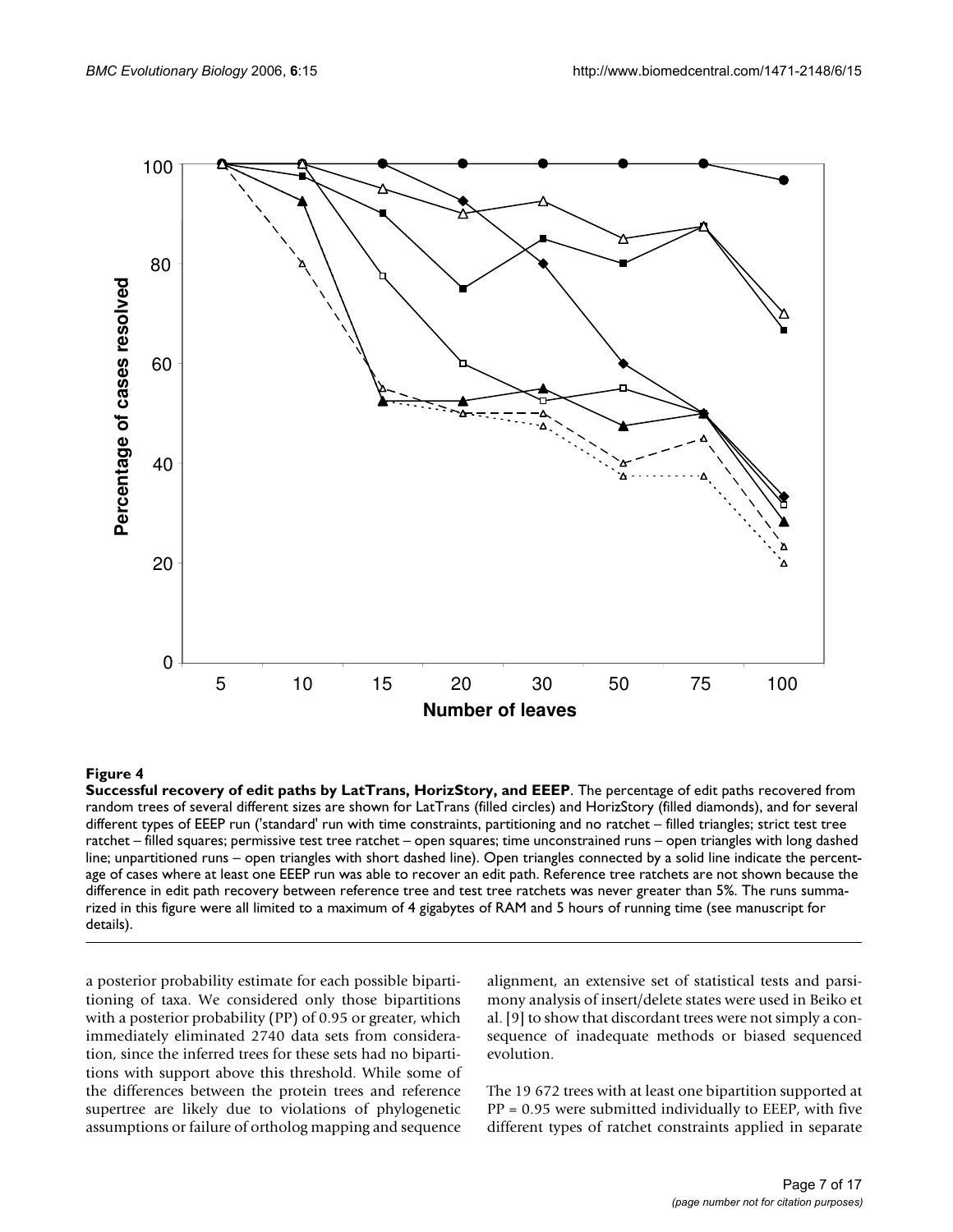**Figure 4**

**Successful recovery of edit paths by LatTrans, HorizStory, and EEEP**. The percentage of edit paths recovered from random trees of several different sizes are shown for LatTrans (filled circles) and HorizStory (filled diamonds), and for several different types of EEEP run ('standard' run with time constraints, partitioning and no ratchet – filled triangles; strict test tree ratchet – filled squares; permissive test tree ratchet – open squares; time unconstrained runs – open triangles with long dashed line; unpartitioned runs – open triangles with short dashed line). Open triangles connected by a solid line indicate the percentage of cases where at least one EEEP run was able to recover an edit path. Reference tree ratchets are not shown because the difference in edit path recovery between reference tree and test tree ratchets was never greater than 5%. The runs summarized in this figure were all limited to a maximum of 4 gigabytes of RAM and 5 hours of running time (see manuscript for details).

a posterior probability estimate for each possible bipartitioning of taxa. We considered only those bipartitions with a posterior probability (PP) of 0.95 or greater, which immediately eliminated 2740 data sets from consideration, since the inferred trees for these sets had no bipartitions with support above this threshold. While some of the differences between the protein trees and reference supertree are likely due to violations of phylogenetic assumptions or failure of ortholog mapping and sequence alignment, an extensive set of statistical tests and parsimony analysis of insert/delete states were used in Beiko et al. [9] to show that discordant trees were not simply a consequence of inadequate methods or biased sequenced evolution.

The 19 672 trees with at least one bipartition supported at PP = 0.95 were submitted individually to EEEP, with five different types of ratchet constraints applied in separate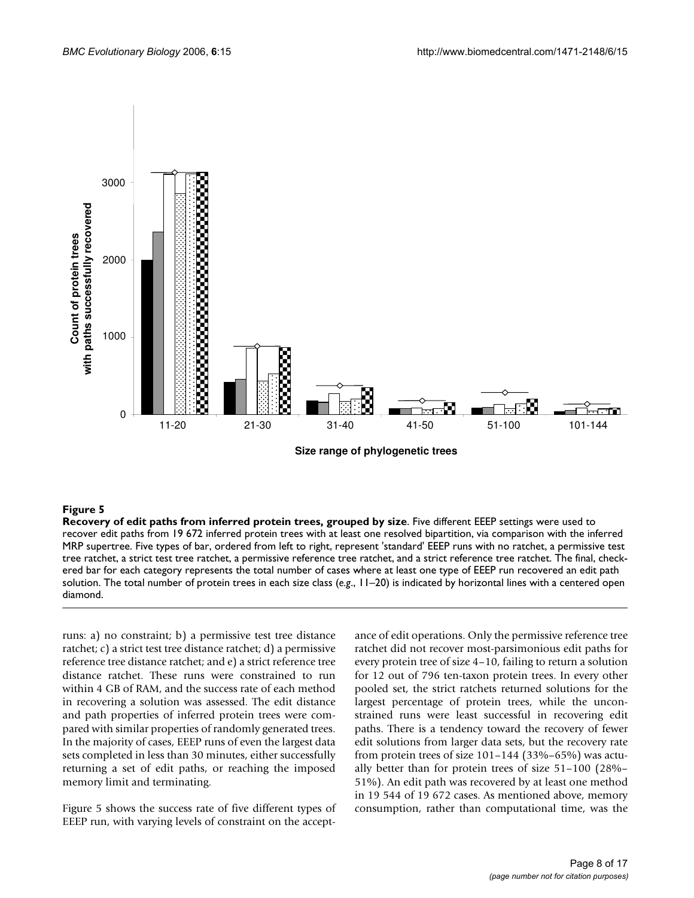**Figure 5**

**Recovery of edit paths from inferred protein trees, grouped by size**. Five different EEEP settings were used to recover edit paths from 19 672 inferred protein trees with at least one resolved bipartition, via comparison with the inferred MRP supertree. Five types of bar, ordered from left to right, represent 'standard' EEEP runs with no ratchet, a permissive test tree ratchet, a strict test tree ratchet, a permissive reference tree ratchet, and a strict reference tree ratchet. The final, checkered bar for each category represents the total number of cases where at least one type of EEEP run recovered an edit path solution. The total number of protein trees in each size class (e.g., 11–20) is indicated by horizontal lines with a centered open diamond.

runs: a) no constraint; b) a permissive test tree distance ratchet; c) a strict test tree distance ratchet; d) a permissive reference tree distance ratchet; and e) a strict reference tree distance ratchet. These runs were constrained to run within 4 GB of RAM, and the success rate of each method in recovering a solution was assessed. The edit distance and path properties of inferred protein trees were compared with similar properties of randomly generated trees. In the majority of cases, EEEP runs of even the largest data sets completed in less than 30 minutes, either successfully returning a set of edit paths, or reaching the imposed memory limit and terminating.

Figure 5 shows the success rate of five different types of EEEP run, with varying levels of constraint on the acceptance of edit operations. Only the permissive reference tree ratchet did not recover most-parsimonious edit paths for every protein tree of size 4–10, failing to return a solution for 12 out of 796 ten-taxon protein trees. In every other pooled set, the strict ratchets returned solutions for the largest percentage of protein trees, while the unconstrained runs were least successful in recovering edit paths. There is a tendency toward the recovery of fewer edit solutions from larger data sets, but the recovery rate from protein trees of size 101–144 (33%–65%) was actually better than for protein trees of size 51–100 (28%–51%). An edit path was recovered by at least one method in 19 544 of 19 672 cases. As mentioned above, memory consumption, rather than computational time, was the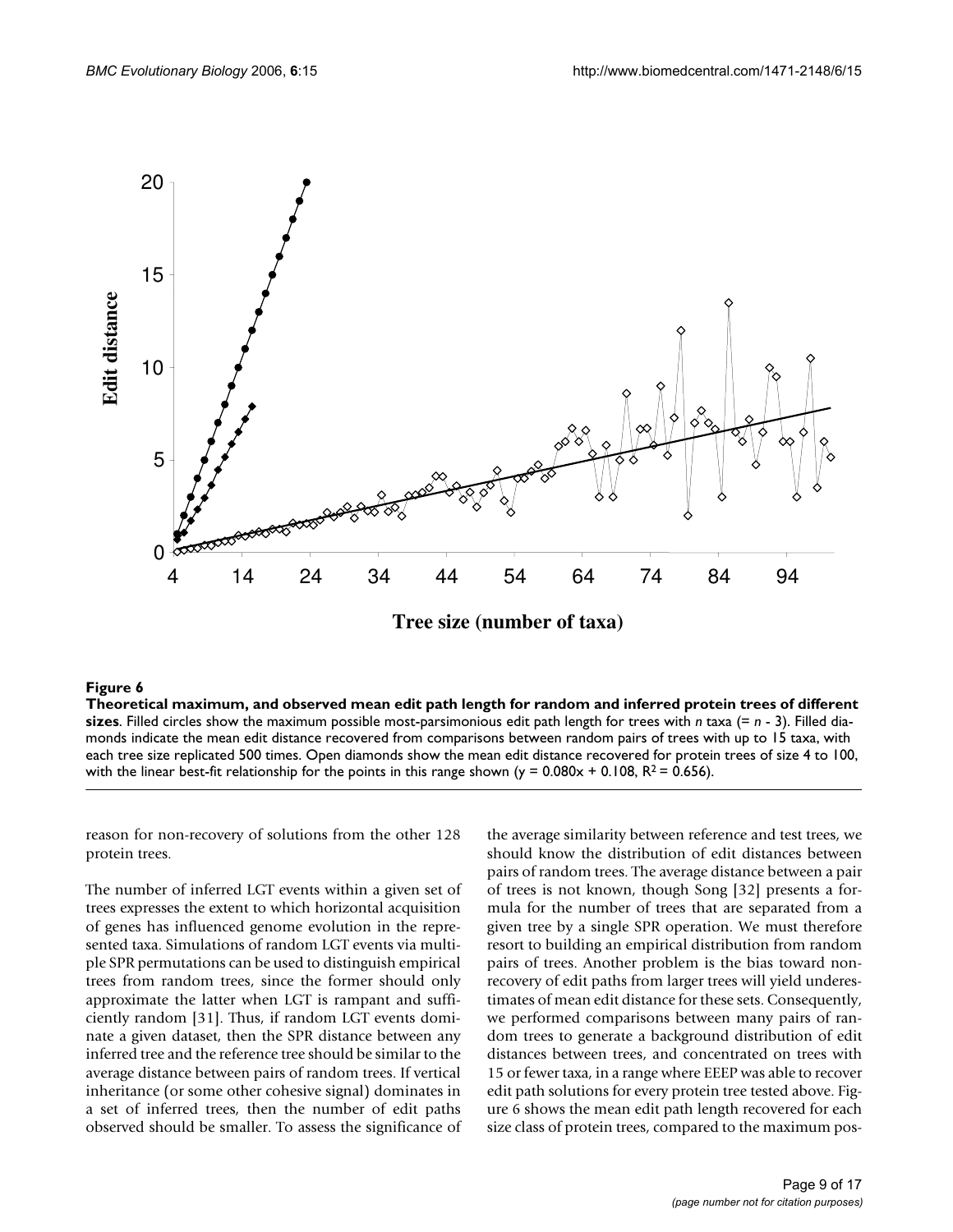**Figure 6**

**Theoretical maximum, and observed mean edit path length for random and inferred protein trees of different sizes**. Filled circles show the maximum possible most-parsimonious edit path length for trees with $n$ taxa (= $n$ - 3). Filled diamonds indicate the mean edit distance recovered from comparisons between random pairs of trees with up to 15 taxa, with each tree size replicated 500 times. Open diamonds show the mean edit distance recovered for protein trees of size 4 to 100, with the linear best-fit relationship for the points in this range shown ($y = 0.080x + 0.108$, $R^2 = 0.656$).

reason for non-recovery of solutions from the other 128 protein trees.

The number of inferred LGT events within a given set of trees expresses the extent to which horizontal acquisition of genes has influenced genome evolution in the represented taxa. Simulations of random LGT events via multiple SPR permutations can be used to distinguish empirical trees from random trees, since the former should only approximate the latter when LGT is rampant and sufficiently random [31]. Thus, if random LGT events dominate a given dataset, then the SPR distance between any inferred tree and the reference tree should be similar to the average distance between pairs of random trees. If vertical inheritance (or some other cohesive signal) dominates in a set of inferred trees, then the number of edit paths observed should be smaller. To assess the significance of the average similarity between reference and test trees, we should know the distribution of edit distances between pairs of random trees. The average distance between a pair of trees is not known, though Song [32] presents a formula for the number of trees that are separated from a given tree by a single SPR operation. We must therefore resort to building an empirical distribution from random pairs of trees. Another problem is the bias toward non-recovery of edit paths from larger trees will yield underestimates of mean edit distance for these sets. Consequently, we performed comparisons between many pairs of random trees to generate a background distribution of edit distances between trees, and concentrated on trees with 15 or fewer taxa, in a range where EEEP was able to recover edit path solutions for every protein tree tested above. Figure 6 shows the mean edit path length recovered for each size class of protein trees, compared to the maximum pos-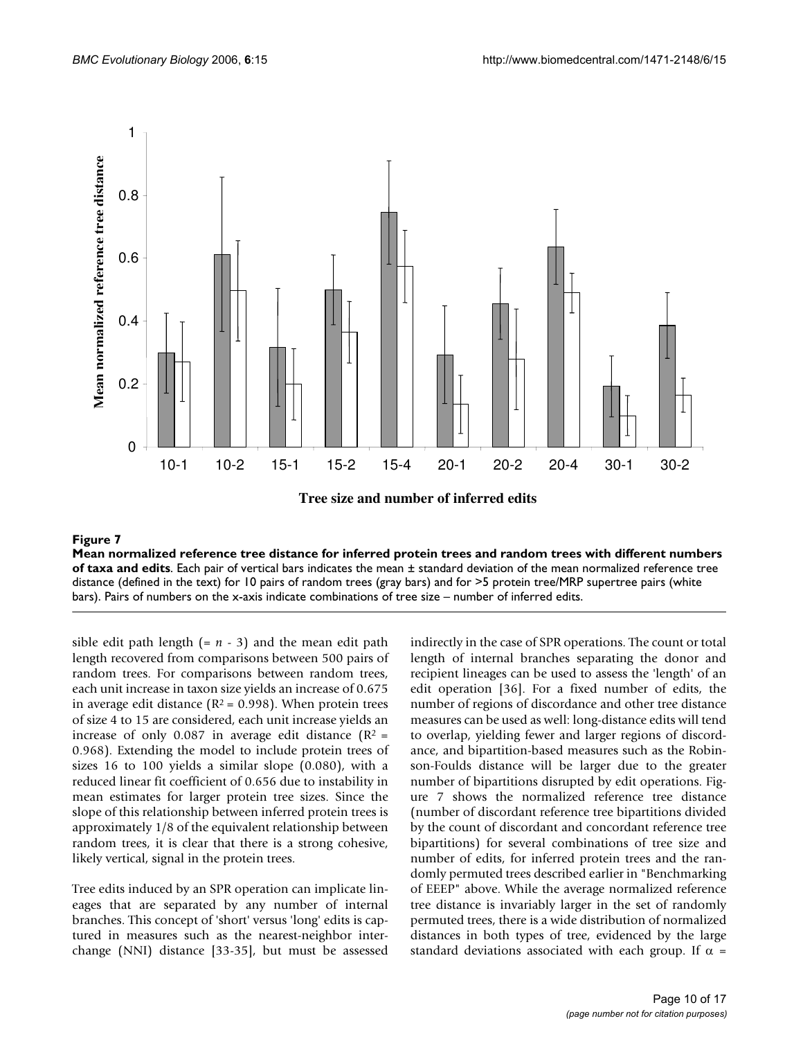**Figure 7**

**Mean normalized reference tree distance for inferred protein trees and random trees with different numbers of taxa and edits.** Each pair of vertical bars indicates the mean ± standard deviation of the mean normalized reference tree distance (defined in the text) for 10 pairs of random trees (gray bars) and for >5 protein tree/MRP supertree pairs (white bars). Pairs of numbers on the x-axis indicate combinations of tree size – number of inferred edits.

sible edit path length (= $n$ - 3) and the mean edit path length recovered from comparisons between 500 pairs of random trees. For comparisons between random trees, each unit increase in taxon size yields an increase of 0.675 in average edit distance ($R^2 = 0.998$). When protein trees of size 4 to 15 are considered, each unit increase yields an increase of only 0.087 in average edit distance ($R^2 = 0.968$). Extending the model to include protein trees of sizes 16 to 100 yields a similar slope (0.080), with a reduced linear fit coefficient of 0.656 due to instability in mean estimates for larger protein tree sizes. Since the slope of this relationship between inferred protein trees is approximately 1/8 of the equivalent relationship between random trees, it is clear that there is a strong cohesive, likely vertical, signal in the protein trees.

Tree edits induced by an SPR operation can implicate lineages that are separated by any number of internal branches. This concept of 'short' versus 'long' edits is captured in measures such as the nearest-neighbor interchange (NNI) distance [33-35], but must be assessed indirectly in the case of SPR operations. The count or total length of internal branches separating the donor and recipient lineages can be used to assess the 'length' of an edit operation [36]. For a fixed number of edits, the number of regions of discordance and other tree distance measures can be used as well: long-distance edits will tend to overlap, yielding fewer and larger regions of discordance, and bipartition-based measures such as the Robinson-Foulds distance will be larger due to the greater number of bipartitions disrupted by edit operations. Figure 7 shows the normalized reference tree distance (number of discordant reference tree bipartitions divided by the count of discordant and concordant reference tree bipartitions) for several combinations of tree size and number of edits, for inferred protein trees and the randomly permuted trees described earlier in "Benchmarking of EEEP" above. While the average normalized reference tree distance is invariably larger in the set of randomly permuted trees, there is a wide distribution of normalized distances in both types of tree, evidenced by the large standard deviations associated with each group. If $\alpha$ =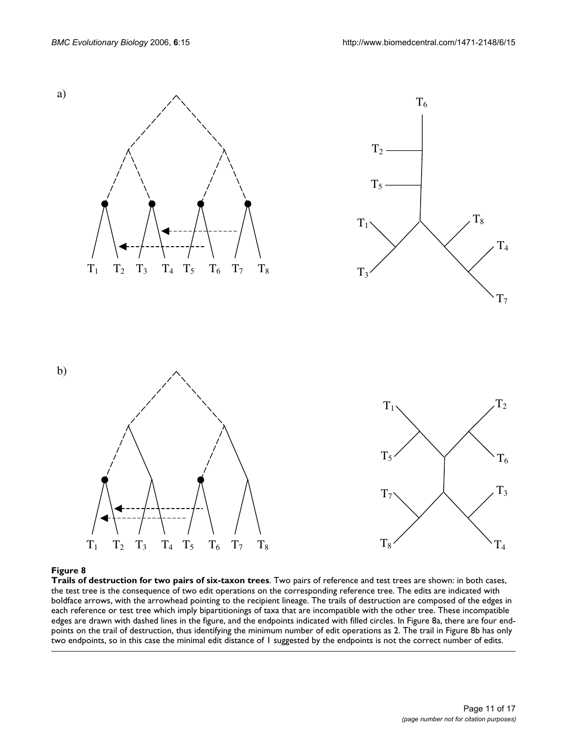**Figure 8**

**Trails of destruction for two pairs of six-taxon trees**. Two pairs of reference and test trees are shown: in both cases, the test tree is the consequence of two edit operations on the corresponding reference tree. The edits are indicated with boldface arrows, with the arrowhead pointing to the recipient lineage. The trails of destruction are composed of the edges in each reference or test tree which imply bipartitionings of taxa that are incompatible with the other tree. These incompatible edges are drawn with dashed lines in the figure, and the endpoints indicated with filled circles. In Figure 8a, there are four endpoints on the trail of destruction, thus identifying the minimum number of edit operations as 2. The trail in Figure 8b has only two endpoints, so in this case the minimal edit distance of 1 suggested by the endpoints is not the correct number of edits.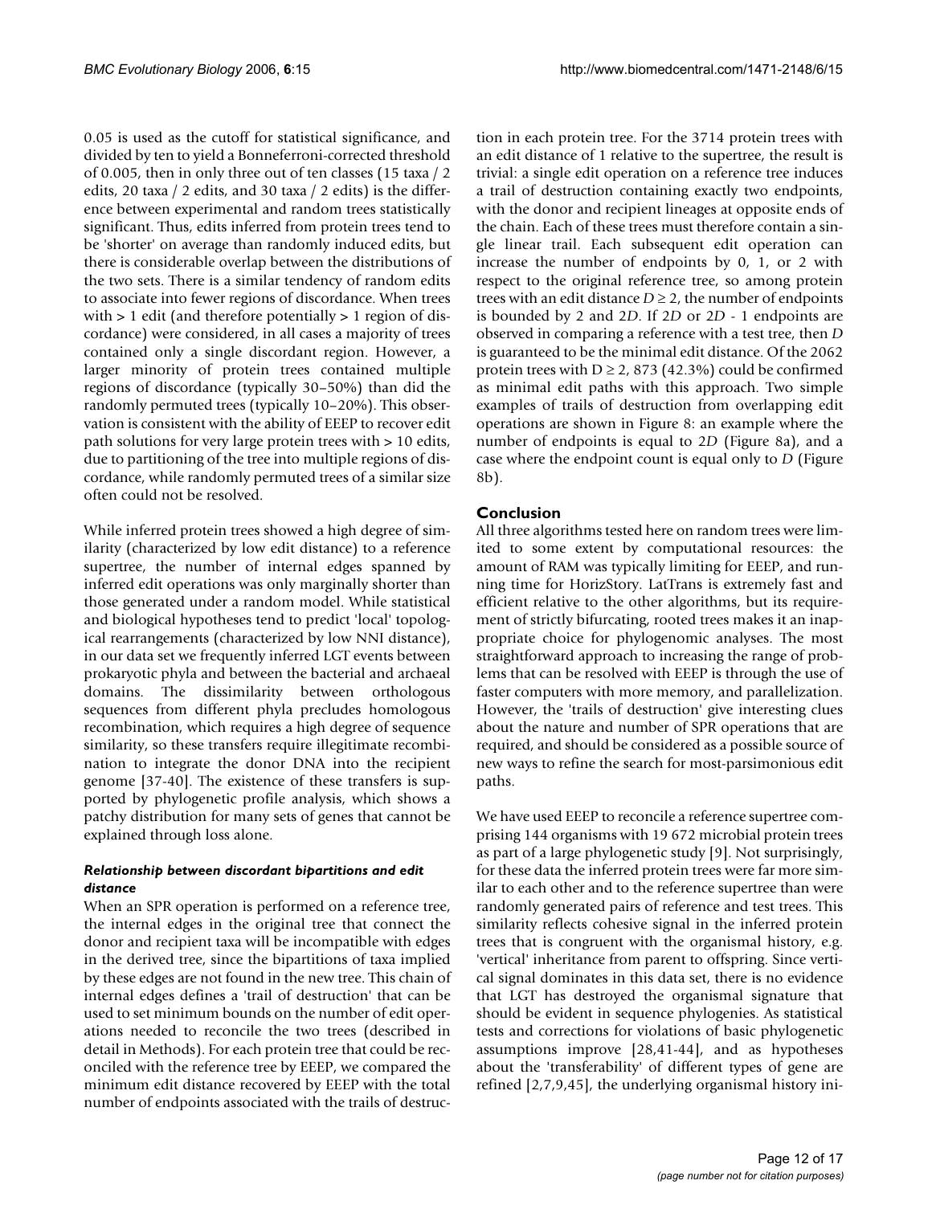0.05 is used as the cutoff for statistical significance, and divided by ten to yield a Bonneferroni-corrected threshold of 0.005, then in only three out of ten classes (15 taxa / 2 edits, 20 taxa / 2 edits, and 30 taxa / 2 edits) is the difference between experimental and random trees statistically significant. Thus, edits inferred from protein trees tend to be 'shorter' on average than randomly induced edits, but there is considerable overlap between the distributions of the two sets. There is a similar tendency of random edits to associate into fewer regions of discordance. When trees with > 1 edit (and therefore potentially > 1 region of discordance) were considered, in all cases a majority of trees contained only a single discordant region. However, a larger minority of protein trees contained multiple regions of discordance (typically 30–50%) than did the randomly permuted trees (typically 10–20%). This observation is consistent with the ability of EEEP to recover edit path solutions for very large protein trees with > 10 edits, due to partitioning of the tree into multiple regions of discordance, while randomly permuted trees of a similar size often could not be resolved.

While inferred protein trees showed a high degree of similarity (characterized by low edit distance) to a reference supertree, the number of internal edges spanned by inferred edit operations was only marginally shorter than those generated under a random model. While statistical and biological hypotheses tend to predict 'local' topological rearrangements (characterized by low NNI distance), in our data set we frequently inferred LGT events between prokaryotic phyla and between the bacterial and archaeal domains. The dissimilarity between orthologous sequences from different phyla precludes homologous recombination, which requires a high degree of sequence similarity, so these transfers require illegitimate recombination to integrate the donor DNA into the recipient genome [37-40]. The existence of these transfers is supported by phylogenetic profile analysis, which shows a patchy distribution for many sets of genes that cannot be explained through loss alone.

#### *Relationship between discordant bipartitions and edit distance*

When an SPR operation is performed on a reference tree, the internal edges in the original tree that connect the donor and recipient taxa will be incompatible with edges in the derived tree, since the bipartitions of taxa implied by these edges are not found in the new tree. This chain of internal edges defines a 'trail of destruction' that can be used to set minimum bounds on the number of edit operations needed to reconcile the two trees (described in detail in Methods). For each protein tree that could be reconciled with the reference tree by EEEP, we compared the minimum edit distance recovered by EEEP with the total number of endpoints associated with the trails of destruction in each protein tree. For the 3714 protein trees with an edit distance of 1 relative to the supertree, the result is trivial: a single edit operation on a reference tree induces a trail of destruction containing exactly two endpoints, with the donor and recipient lineages at opposite ends of the chain. Each of these trees must therefore contain a single linear trail. Each subsequent edit operation can increase the number of endpoints by 0, 1, or 2 with respect to the original reference tree, so among protein trees with an edit distance $D \geq 2$, the number of endpoints is bounded by 2 and $2D$. If $2D$ or $2D - 1$ endpoints are observed in comparing a reference with a test tree, then $D$ is guaranteed to be the minimal edit distance. Of the 2062 protein trees with $D \geq 2$, 873 (42.3%) could be confirmed as minimal edit paths with this approach. Two simple examples of trails of destruction from overlapping edit operations are shown in Figure 8: an example where the number of endpoints is equal to $2D$ (Figure 8a), and a case where the endpoint count is equal only to $D$ (Figure 8b).

## Conclusion

All three algorithms tested here on random trees were limited to some extent by computational resources: the amount of RAM was typically limiting for EEEP, and running time for HorizStory. LatTrans is extremely fast and efficient relative to the other algorithms, but its requirement of strictly bifurcating, rooted trees makes it an inappropriate choice for phylogenomic analyses. The most straightforward approach to increasing the range of problems that can be resolved with EEEP is through the use of faster computers with more memory, and parallelization. However, the 'trails of destruction' give interesting clues about the nature and number of SPR operations that are required, and should be considered as a possible source of new ways to refine the search for most-parsimonious edit paths.

We have used EEEP to reconcile a reference supertree comprising 144 organisms with 19 672 microbial protein trees as part of a large phylogenetic study [9]. Not surprisingly, for these data the inferred protein trees were far more similar to each other and to the reference supertree than were randomly generated pairs of reference and test trees. This similarity reflects cohesive signal in the inferred protein trees that is congruent with the organismal history, e.g. 'vertical' inheritance from parent to offspring. Since vertical signal dominates in this data set, there is no evidence that LGT has destroyed the organismal signature that should be evident in sequence phylogenies. As statistical tests and corrections for violations of basic phylogenetic assumptions improve [28,41-44], and as hypotheses about the 'transferability' of different types of gene are refined [2,7,9,45], the underlying organismal history ini-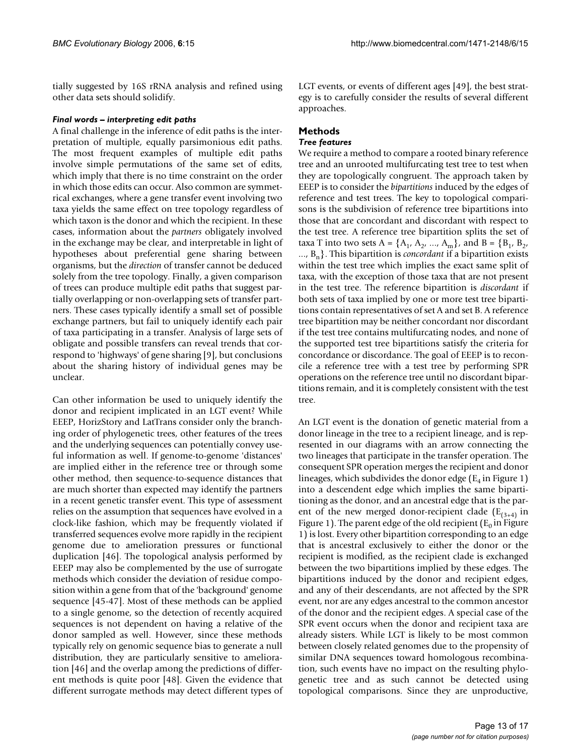tially suggested by 16S rRNA analysis and refined using other data sets should solidify.

#### *Final words – interpreting edit paths*

A final challenge in the inference of edit paths is the interpretation of multiple, equally parsimonious edit paths. The most frequent examples of multiple edit paths involve simple permutations of the same set of edits, which imply that there is no time constraint on the order in which those edits can occur. Also common are symmetrical exchanges, where a gene transfer event involving two taxa yields the same effect on tree topology regardless of which taxon is the donor and which the recipient. In these cases, information about the *partners* obligately involved in the exchange may be clear, and interpretable in light of hypotheses about preferential gene sharing between organisms, but the *direction* of transfer cannot be deduced solely from the tree topology. Finally, a given comparison of trees can produce multiple edit paths that suggest partially overlapping or non-overlapping sets of transfer partners. These cases typically identify a small set of possible exchange partners, but fail to uniquely identify each pair of taxa participating in a transfer. Analysis of large sets of obligate and possible transfers can reveal trends that correspond to 'highways' of gene sharing [9], but conclusions about the sharing history of individual genes may be unclear.

Can other information be used to uniquely identify the donor and recipient implicated in an LGT event? While EEEP, HorizStory and LatTrans consider only the branching order of phylogenetic trees, other features of the trees and the underlying sequences can potentially convey useful information as well. If genome-to-genome 'distances' are implied either in the reference tree or through some other method, then sequence-to-sequence distances that are much shorter than expected may identify the partners in a recent genetic transfer event. This type of assessment relies on the assumption that sequences have evolved in a clock-like fashion, which may be frequently violated if transferred sequences evolve more rapidly in the recipient genome due to amelioration pressures or functional duplication [46]. The topological analysis performed by EEEP may also be complemented by the use of surrogate methods which consider the deviation of residue composition within a gene from that of the 'background' genome sequence [45-47]. Most of these methods can be applied to a single genome, so the detection of recently acquired sequences is not dependent on having a relative of the donor sampled as well. However, since these methods typically rely on genomic sequence bias to generate a null distribution, they are particularly sensitive to amelioration [46] and the overlap among the predictions of different methods is quite poor [48]. Given the evidence that different surrogate methods may detect different types of LGT events, or events of different ages [49], the best strategy is to carefully consider the results of several different approaches.

## Methods

#### *Tree features*

We require a method to compare a rooted binary reference tree and an unrooted multifurcating test tree to test when they are topologically congruent. The approach taken by EEEP is to consider the *bipartitions* induced by the edges of reference and test trees. The key to topological comparisons is the subdivision of reference tree bipartitions into those that are concordant and discordant with respect to the test tree. A reference tree bipartition splits the set of taxa T into two sets $A = \{A_1, A_2, ..., A_m\}$, and $B = \{B_1, B_2, ..., B_n\}$. This bipartition is *concordant* if a bipartition exists within the test tree which implies the exact same split of taxa, with the exception of those taxa that are not present in the test tree. The reference bipartition is *discordant* if both sets of taxa implied by one or more test tree bipartitions contain representatives of set A and set B. A reference tree bipartition may be neither concordant nor discordant if the test tree contains multifurcating nodes, and none of the supported test tree bipartitions satisfy the criteria for concordance or discordance. The goal of EEEP is to reconcile a reference tree with a test tree by performing SPR operations on the reference tree until no discordant bipartitions remain, and it is completely consistent with the test tree.

An LGT event is the donation of genetic material from a donor lineage in the tree to a recipient lineage, and is represented in our diagrams with an arrow connecting the two lineages that participate in the transfer operation. The consequent SPR operation merges the recipient and donor lineages, which subdivides the donor edge ($E_4$ in Figure 1) into a descendent edge which implies the same bipartitioning as the donor, and an ancestral edge that is the parent of the new merged donor-recipient clade ($E_{(3+4)}$ in Figure 1). The parent edge of the old recipient ($E_0$ in Figure 1) is lost. Every other bipartition corresponding to an edge that is ancestral exclusively to either the donor or the recipient is modified, as the recipient clade is exchanged between the two bipartitions implied by these edges. The bipartitions induced by the donor and recipient edges, and any of their descendants, are not affected by the SPR event, nor are any edges ancestral to the common ancestor of the donor and the recipient edges. A special case of the SPR event occurs when the donor and recipient taxa are already sisters. While LGT is likely to be most common between closely related genomes due to the propensity of similar DNA sequences toward homologous recombination, such events have no impact on the resulting phylogenetic tree and as such cannot be detected using topological comparisons. Since they are unproductive,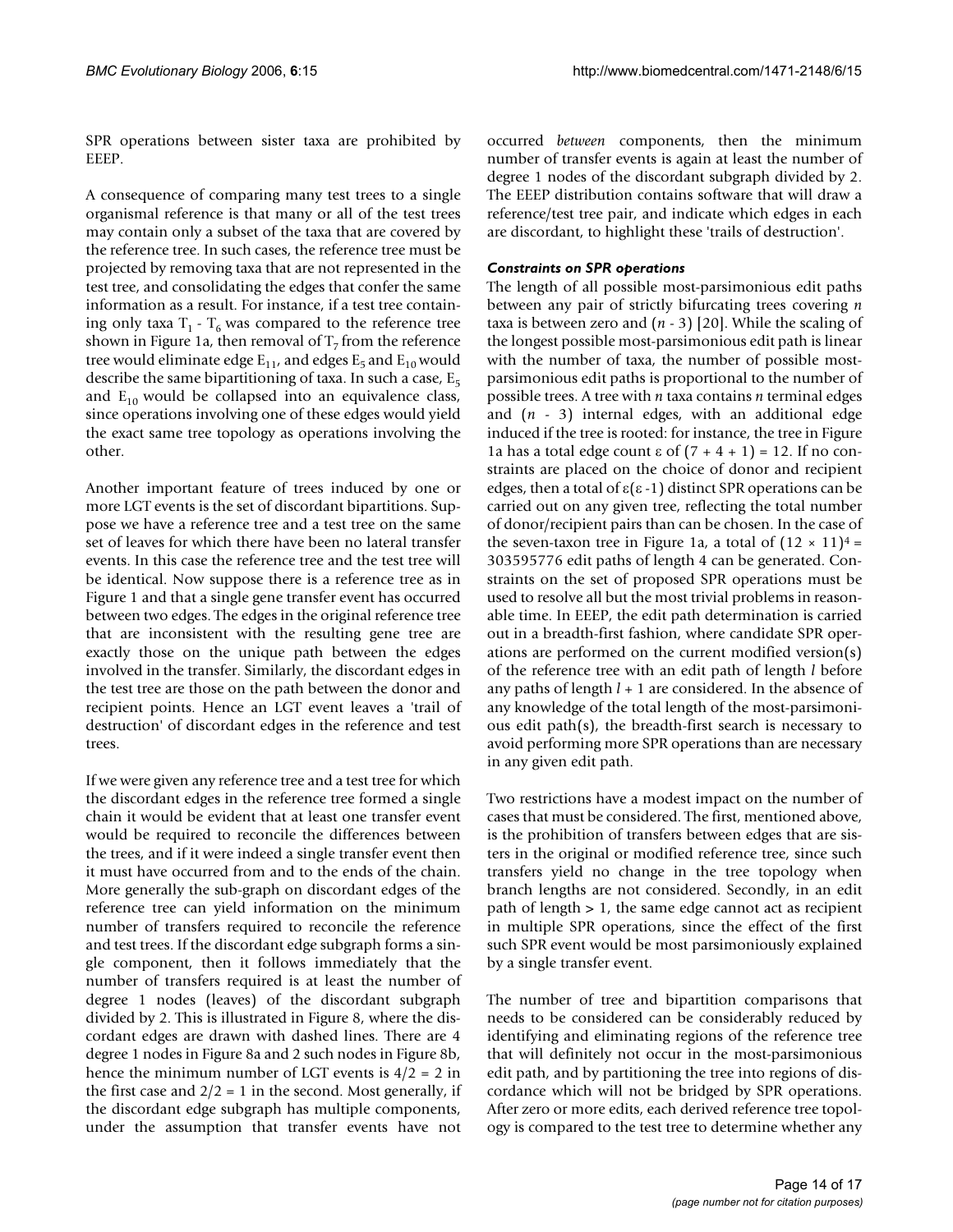SPR operations between sister taxa are prohibited by EEEP.

A consequence of comparing many test trees to a single organismal reference is that many or all of the test trees may contain only a subset of the taxa that are covered by the reference tree. In such cases, the reference tree must be projected by removing taxa that are not represented in the test tree, and consolidating the edges that confer the same information as a result. For instance, if a test tree containing only taxa $T_1$ - $T_6$ was compared to the reference tree shown in Figure 1a, then removal of $T_7$ from the reference tree would eliminate edge $E_{11}$, and edges $E_5$ and $E_{10}$ would describe the same bipartitioning of taxa. In such a case, $E_5$ and $E_{10}$ would be collapsed into an equivalence class, since operations involving one of these edges would yield the exact same tree topology as operations involving the other.

Another important feature of trees induced by one or more LGT events is the set of discordant bipartitions. Suppose we have a reference tree and a test tree on the same set of leaves for which there have been no lateral transfer events. In this case the reference tree and the test tree will be identical. Now suppose there is a reference tree as in Figure 1 and that a single gene transfer event has occurred between two edges. The edges in the original reference tree that are inconsistent with the resulting gene tree are exactly those on the unique path between the edges involved in the transfer. Similarly, the discordant edges in the test tree are those on the path between the donor and recipient points. Hence an LGT event leaves a 'trail of destruction' of discordant edges in the reference and test trees.

If we were given any reference tree and a test tree for which the discordant edges in the reference tree formed a single chain it would be evident that at least one transfer event would be required to reconcile the differences between the trees, and if it were indeed a single transfer event then it must have occurred from and to the ends of the chain. More generally the sub-graph on discordant edges of the reference tree can yield information on the minimum number of transfers required to reconcile the reference and test trees. If the discordant edge subgraph forms a single component, then it follows immediately that the number of transfers required is at least the number of degree 1 nodes (leaves) of the discordant subgraph divided by 2. This is illustrated in Figure 8, where the discordant edges are drawn with dashed lines. There are 4 degree 1 nodes in Figure 8a and 2 such nodes in Figure 8b, hence the minimum number of LGT events is $4/2 = 2$ in the first case and $2/2 = 1$ in the second. Most generally, if the discordant edge subgraph has multiple components, under the assumption that transfer events have not occurred *between* components, then the minimum number of transfer events is again at least the number of degree 1 nodes of the discordant subgraph divided by 2. The EEEP distribution contains software that will draw a reference/test tree pair, and indicate which edges in each are discordant, to highlight these 'trails of destruction'.

### *Constraints on SPR operations*

The length of all possible most-parsimonious edit paths between any pair of strictly bifurcating trees covering *n* taxa is between zero and (*n* - 3) [20]. While the scaling of the longest possible most-parsimonious edit path is linear with the number of taxa, the number of possible most-parsimonious edit paths is proportional to the number of possible trees. A tree with *n* taxa contains *n* terminal edges and (*n* - 3) internal edges, with an additional edge induced if the tree is rooted: for instance, the tree in Figure 1a has a total edge count $\varepsilon$ of $(7 + 4 + 1) = 12$. If no constraints are placed on the choice of donor and recipient edges, then a total of $\varepsilon(\varepsilon - 1)$ distinct SPR operations can be carried out on any given tree, reflecting the total number of donor/recipient pairs than can be chosen. In the case of the seven-taxon tree in Figure 1a, a total of $(12 \times 11)^4 = 303595776$ edit paths of length 4 can be generated. Constraints on the set of proposed SPR operations must be used to resolve all but the most trivial problems in reasonable time. In EEEP, the edit path determination is carried out in a breadth-first fashion, where candidate SPR operations are performed on the current modified version(s) of the reference tree with an edit path of length *l* before any paths of length *l* + 1 are considered. In the absence of any knowledge of the total length of the most-parsimonious edit path(s), the breadth-first search is necessary to avoid performing more SPR operations than are necessary in any given edit path.

Two restrictions have a modest impact on the number of cases that must be considered. The first, mentioned above, is the prohibition of transfers between edges that are sisters in the original or modified reference tree, since such transfers yield no change in the tree topology when branch lengths are not considered. Secondly, in an edit path of length > 1, the same edge cannot act as recipient in multiple SPR operations, since the effect of the first such SPR event would be most parsimoniously explained by a single transfer event.

The number of tree and bipartition comparisons that needs to be considered can be considerably reduced by identifying and eliminating regions of the reference tree that will definitely not occur in the most-parsimonious edit path, and by partitioning the tree into regions of discordance which will not be bridged by SPR operations. After zero or more edits, each derived reference tree topology is compared to the test tree to determine whether any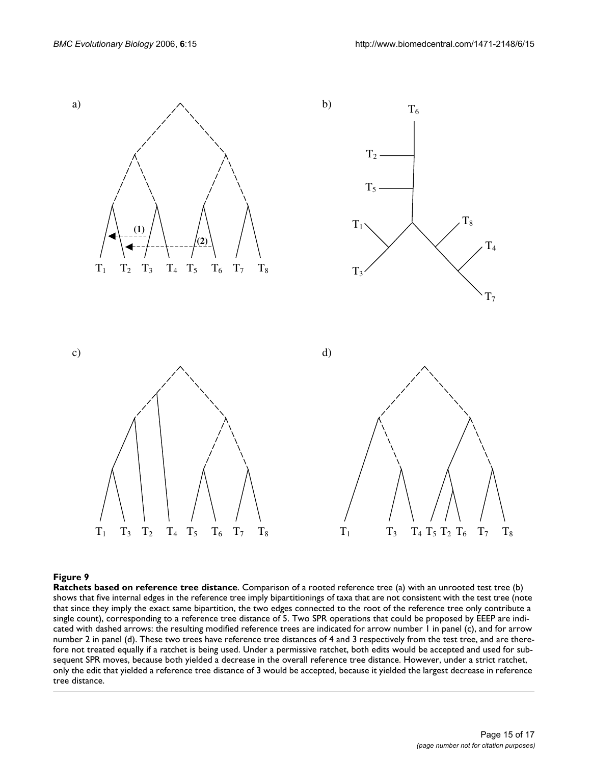**Figure 9**

**Ratchets based on reference tree distance**. Comparison of a rooted reference tree (a) with an unrooted test tree (b) shows that five internal edges in the reference tree imply bipartitionings of taxa that are not consistent with the test tree (note that since they imply the exact same bipartition, the two edges connected to the root of the reference tree only contribute a single count), corresponding to a reference tree distance of 5. Two SPR operations that could be proposed by EEEP are indicated with dashed arrows: the resulting modified reference trees are indicated for arrow number 1 in panel (c), and for arrow number 2 in panel (d). These two trees have reference tree distances of 4 and 3 respectively from the test tree, and are therefore not treated equally if a ratchet is being used. Under a permissive ratchet, both edits would be accepted and used for subsequent SPR moves, because both yielded a decrease in the overall reference tree distance. However, under a strict ratchet, only the edit that yielded a reference tree distance of 3 would be accepted, because it yielded the largest decrease in reference tree distance.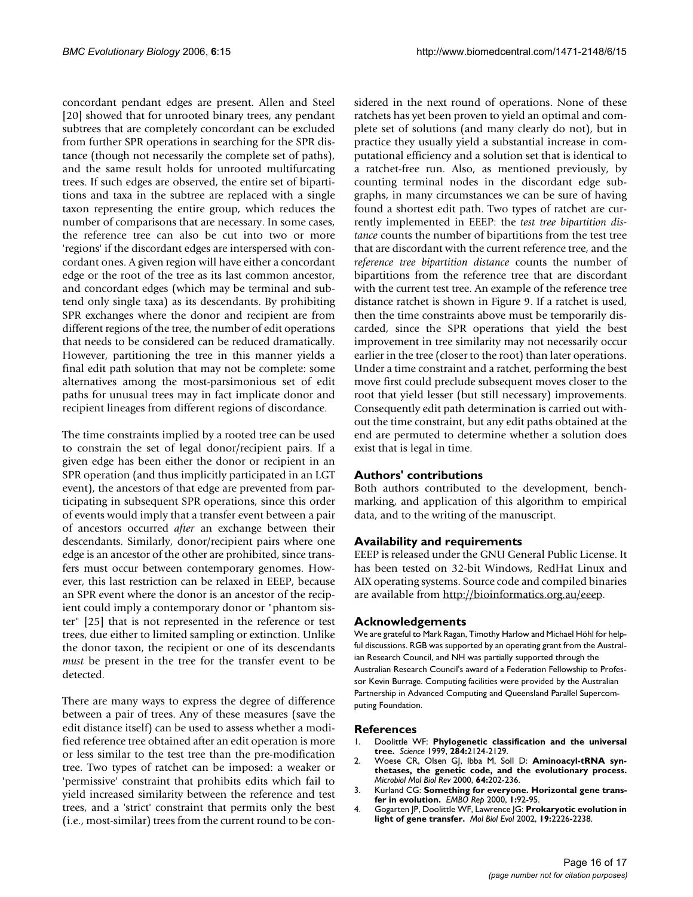concordant pendant edges are present. Allen and Steel [20] showed that for unrooted binary trees, any pendant subtrees that are completely concordant can be excluded from further SPR operations in searching for the SPR distance (though not necessarily the complete set of paths), and the same result holds for unrooted multifurcating trees. If such edges are observed, the entire set of bipartitions and taxa in the subtree are replaced with a single taxon representing the entire group, which reduces the number of comparisons that are necessary. In some cases, the reference tree can also be cut into two or more 'regions' if the discordant edges are interspersed with concordant ones. A given region will have either a concordant edge or the root of the tree as its last common ancestor, and concordant edges (which may be terminal and subtend only single taxa) as its descendants. By prohibiting SPR exchanges where the donor and recipient are from different regions of the tree, the number of edit operations that needs to be considered can be reduced dramatically. However, partitioning the tree in this manner yields a final edit path solution that may not be complete: some alternatives among the most-parsimonious set of edit paths for unusual trees may in fact implicate donor and recipient lineages from different regions of discordance.

The time constraints implied by a rooted tree can be used to constrain the set of legal donor/recipient pairs. If a given edge has been either the donor or recipient in an SPR operation (and thus implicitly participated in an LGT event), the ancestors of that edge are prevented from participating in subsequent SPR operations, since this order of events would imply that a transfer event between a pair of ancestors occurred *after* an exchange between their descendants. Similarly, donor/recipient pairs where one edge is an ancestor of the other are prohibited, since transfers must occur between contemporary genomes. However, this last restriction can be relaxed in EEEP, because an SPR event where the donor is an ancestor of the recipient could imply a contemporary donor or "phantom sister" [25] that is not represented in the reference or test trees, due either to limited sampling or extinction. Unlike the donor taxon, the recipient or one of its descendants *must* be present in the tree for the transfer event to be detected.

There are many ways to express the degree of difference between a pair of trees. Any of these measures (save the edit distance itself) can be used to assess whether a modified reference tree obtained after an edit operation is more or less similar to the test tree than the pre-modification tree. Two types of ratchet can be imposed: a weaker or 'permissive' constraint that prohibits edits which fail to yield increased similarity between the reference and test trees, and a 'strict' constraint that permits only the best (i.e., most-similar) trees from the current round to be considered in the next round of operations. None of these ratchets has yet been proven to yield an optimal and complete set of solutions (and many clearly do not), but in practice they usually yield a substantial increase in computational efficiency and a solution set that is identical to a ratchet-free run. Also, as mentioned previously, by counting terminal nodes in the discordant edge subgraphs, in many circumstances we can be sure of having found a shortest edit path. Two types of ratchet are currently implemented in EEEP: the *test tree bipartition distance* counts the number of bipartitions from the test tree that are discordant with the current reference tree, and the *reference tree bipartition distance* counts the number of bipartitions from the reference tree that are discordant with the current test tree. An example of the reference tree distance ratchet is shown in Figure 9. If a ratchet is used, then the time constraints above must be temporarily discarded, since the SPR operations that yield the best improvement in tree similarity may not necessarily occur earlier in the tree (closer to the root) than later operations. Under a time constraint and a ratchet, performing the best move first could preclude subsequent moves closer to the root that yield lesser (but still necessary) improvements. Consequently edit path determination is carried out without the time constraint, but any edit paths obtained at the end are permuted to determine whether a solution does exist that is legal in time.

## Authors' contributions

Both authors contributed to the development, benchmarking, and application of this algorithm to empirical data, and to the writing of the manuscript.

## Availability and requirements

EEEP is released under the GNU General Public License. It has been tested on 32-bit Windows, RedHat Linux and AIX operating systems. Source code and compiled binaries are available from http://bioinformatics.org.au/eeep.

## Acknowledgements

We are grateful to Mark Ragan, Timothy Harlow and Michael Höhl for helpful discussions. RGB was supported by an operating grant from the Australian Research Council, and NH was partially supported through the Australian Research Council's award of a Federation Fellowship to Professor Kevin Burrage. Computing facilities were provided by the Australian Partnership in Advanced Computing and Queensland Parallel Supercomputing Foundation.

## References

1. Doolittle WF: **Phylogenetic classification and the universal tree.** *Science* 1999, **284:**2124-2129.
2. Woese CR, Olsen GJ, Ibba M, Soll D: **Aminoacyl-tRNA synthetases, the genetic code, and the evolutionary process.** *Microbiol Mol Biol Rev* 2000, **64:**202-236.
3. Kurland CG: **Something for everyone. Horizontal gene transfer in evolution.** *EMBO Rep* 2000, **1:**92-95.
4. Gogarten JP, Doolittle WF, Lawrence JG: **Prokaryotic evolution in light of gene transfer.** *Mol Biol Evol* 2002, **19:**2226-2238.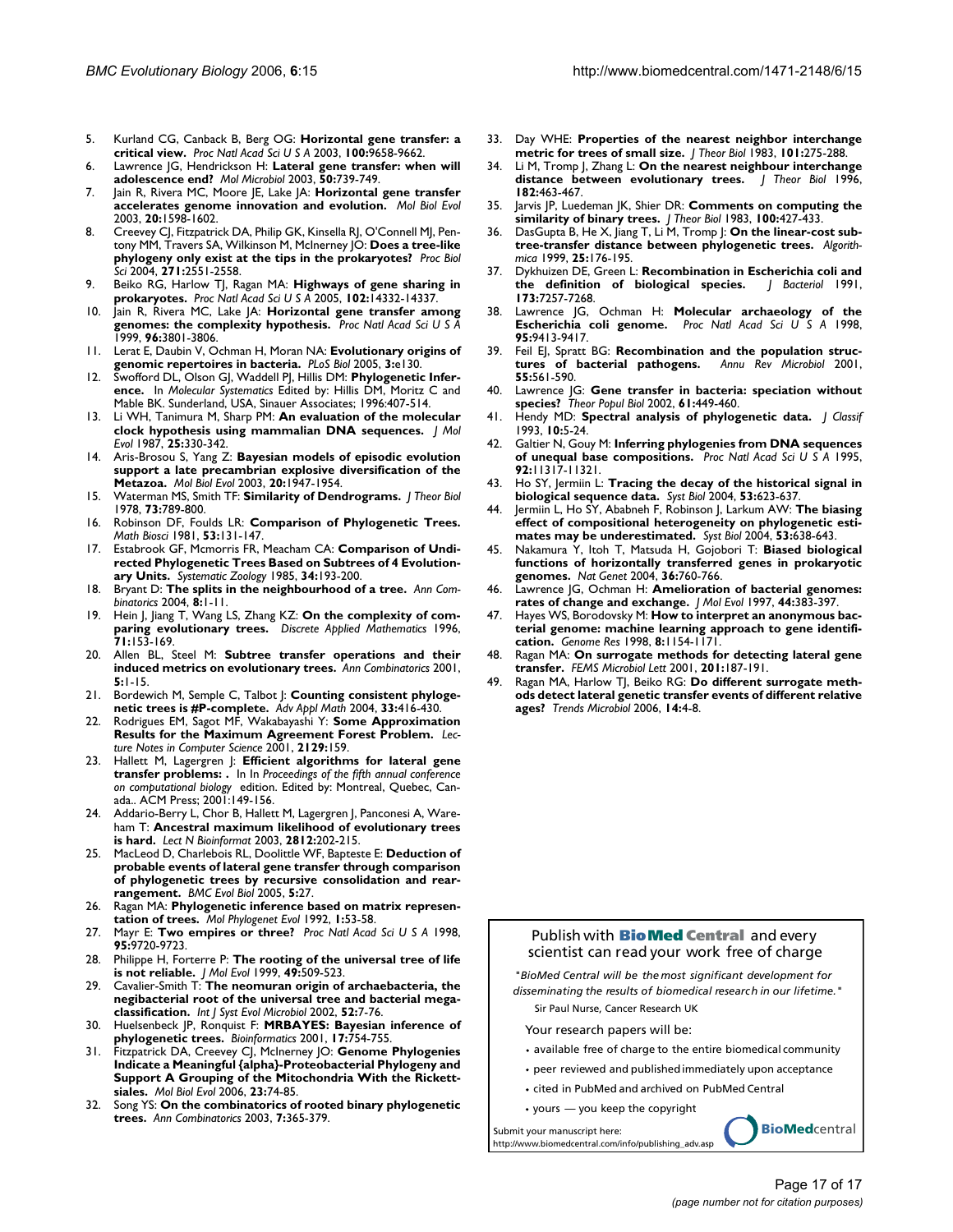5. Kurland CG, Canback B, Berg OG: **Horizontal gene transfer: a critical view.** *Proc Natl Acad Sci U S A* 2003, **100:**9658-9662.
6. Lawrence JG, Hendrickson H: **Lateral gene transfer: when will adolescence end?** *Mol Microbiol* 2003, **50:**739-749.
7. Jain R, Rivera MC, Moore JE, Lake JA: **Horizontal gene transfer accelerates genome innovation and evolution.** *Mol Biol Evol* 2003, **20:**1598-1602.
8. Creevey CJ, Fitzpatrick DA, Philip GK, Kinsella RJ, O'Connell MJ, Pentony MM, Travers SA, Wilkinson M, McInerney JO: **Does a tree-like phylogeny only exist at the tips in the prokaryotes?** *Proc Biol Sci* 2004, **271:**2551-2558.
9. Beiko RG, Harlow TJ, Ragan MA: **Highways of gene sharing in prokaryotes.** *Proc Natl Acad Sci U S A* 2005, **102:**14332-14337.
10. Jain R, Rivera MC, Lake JA: **Horizontal gene transfer among genomes: the complexity hypothesis.** *Proc Natl Acad Sci U S A* 1999, **96:**3801-3806.
11. Lerat E, Daubin V, Ochman H, Moran NA: **Evolutionary origins of genomic repertoires in bacteria.** *PLoS Biol* 2005, **3:**e130.
12. Swofford DL, Olson GJ, Waddell PJ, Hillis DM: **Phylogenetic Inference.** In *Molecular Systematics* Edited by: Hillis DM, Moritz C and Mable BK. Sunderland, USA, Sinauer Associates; 1996:407-514.
13. Li WH, Tanimura M, Sharp PM: **An evaluation of the molecular clock hypothesis using mammalian DNA sequences.** *J Mol Evol* 1987, **25:**330-342.
14. Aris-Brosou S, Yang Z: **Bayesian models of episodic evolution support a late precambrian explosive diversification of the Metazoa.** *Mol Biol Evol* 2003, **20:**1947-1954.
15. Waterman MS, Smith TF: **Similarity of Dendrograms.** *J Theor Biol* 1978, **73:**789-800.
16. Robinson DF, Foulds LR: **Comparison of Phylogenetic Trees.** *Math Biosci* 1981, **53:**131-147.
17. Estabrook GF, Mcmorris FR, Meacham CA: **Comparison of Undirected Phylogenetic Trees Based on Subtrees of 4 Evolutionary Units.** *Systematic Zoology* 1985, **34:**193-200.
18. Bryant D: **The splits in the neighbourhood of a tree.** *Ann Combinatorics* 2004, **8:**1-11.
19. Hein J, Jiang T, Wang LS, Zhang KZ: **On the complexity of comparing evolutionary trees.** *Discrete Applied Mathematics* 1996, **71:**153-169.
20. Allen BL, Steel M: **Subtree transfer operations and their induced metrics on evolutionary trees.** *Ann Combinatorics* 2001, **5:**1-15.
21. Bordewich M, Semple C, Talbot J: **Counting consistent phylogenetic trees is #P-complete.** *Adv Appl Math* 2004, **33:**416-430.
22. Rodrigues EM, Sagot MF, Wakabayashi Y: **Some Approximation Results for the Maximum Agreement Forest Problem.** *Lecture Notes in Computer Science* 2001, **2129:**159.
23. Hallett M, Lagergren J: **Efficient algorithms for lateral gene transfer problems: .** In In *Proceedings of the fifth annual conference on computational biology* edition. Edited by: Montreal, Quebec, Canada.. ACM Press; 2001:149-156.
24. Addario-Berry L, Chor B, Hallett M, Lagergren J, Panconesi A, Wareham T: **Ancestral maximum likelihood of evolutionary trees is hard.** *Lect N Bioinformat* 2003, **2812:**202-215.
25. MacLeod D, Charlebois RL, Doolittle WF, Bapteste E: **Deduction of probable events of lateral gene transfer through comparison of phylogenetic trees by recursive consolidation and rearrangement.** *BMC Evol Biol* 2005, **5:**27.
26. Ragan MA: **Phylogenetic inference based on matrix representation of trees.** *Mol Phylogenet Evol* 1992, **1:**53-58.
27. Mayr E: **Two empires or three?** *Proc Natl Acad Sci U S A* 1998, **95:**9720-9723.
28. Philippe H, Forterre P: **The rooting of the universal tree of life is not reliable.** *J Mol Evol* 1999, **49:**509-523.
29. Cavalier-Smith T: **The neomuran origin of archaebacteria, the negibacterial root of the universal tree and bacterial megaclassification.** *Int J Syst Evol Microbiol* 2002, **52:**7-76.
30. Huelsenbeck JP, Ronquist F: **MRBAYES: Bayesian inference of phylogenetic trees.** *Bioinformatics* 2001, **17:**754-755.
31. Fitzpatrick DA, Creevey CJ, McInerney JO: **Genome Phylogenies Indicate a Meaningful {alpha}-Proteobacterial Phylogeny and Support A Grouping of the Mitochondria With the Rickettsiales.** *Mol Biol Evol* 2006, **23:**74-85.
32. Song YS: **On the combinatorics of rooted binary phylogenetic trees.** *Ann Combinatorics* 2003, **7:**365-379.
33. Day WHE: **Properties of the nearest neighbor interchange metric for trees of small size.** *J Theor Biol* 1983, **101:**275-288.
34. Li M, Tromp J, Zhang L: **On the nearest neighbour interchange distance between evolutionary trees.** *J Theor Biol* 1996, **182:**463-467.
35. Jarvis JP, Luedeman JK, Shier DR: **Comments on computing the similarity of binary trees.** *J Theor Biol* 1983, **100:**427-433.
36. DasGupta B, He X, Jiang T, Li M, Tromp J: **On the linear-cost subtree-transfer distance between phylogenetic trees.** *Algorithmica* 1999, **25:**176-195.
37. Dykhuizen DE, Green L: **Recombination in Escherichia coli and the definition of biological species.** *J Bacteriol* 1991, **173:**7257-7268.
38. Lawrence JG, Ochman H: **Molecular archaeology of the Escherichia coli genome.** *Proc Natl Acad Sci U S A* 1998, **95:**9413-9417.
39. Feil EJ, Spratt BG: **Recombination and the population structures of bacterial pathogens.** *Annu Rev Microbiol* 2001, **55:**561-590.
40. Lawrence JG: **Gene transfer in bacteria: speciation without species?** *Theor Popul Biol* 2002, **61:**449-460.
41. Hendy MD: **Spectral analysis of phylogenetic data.** *J Classif* 1993, **10:**5-24.
42. Galtier N, Gouy M: **Inferring phylogenies from DNA sequences of unequal base compositions.** *Proc Natl Acad Sci U S A* 1995, **92:**11317-11321.
43. Ho SY, Jermiin L: **Tracing the decay of the historical signal in biological sequence data.** *Syst Biol* 2004, **53:**623-637.
44. Jermiin L, Ho SY, Ababneh F, Robinson J, Larkum AW: **The biasing effect of compositional heterogeneity on phylogenetic estimates may be underestimated.** *Syst Biol* 2004, **53:**638-643.
45. Nakamura Y, Itoh T, Matsuda H, Gojobori T: **Biased biological functions of horizontally transferred genes in prokaryotic genomes.** *Nat Genet* 2004, **36:**760-766.
46. Lawrence JG, Ochman H: **Amelioration of bacterial genomes: rates of change and exchange.** *J Mol Evol* 1997, **44:**383-397.
47. Hayes WS, Borodovsky M: **How to interpret an anonymous bacterial genome: machine learning approach to gene identification.** *Genome Res* 1998, **8:**1154-1171.
48. Ragan MA: **On surrogate methods for detecting lateral gene transfer.** *FEMS Microbiol Lett* 2001, **201:**187-191.
49. Ragan MA, Harlow TJ, Beiko RG: **Do different surrogate methods detect lateral genetic transfer events of different relative ages?** *Trends Microbiol* 2006, **14:**4-8.

Publish with **BioMed Central** and every scientist can read your work free of charge

*"BioMed Central will be the most significant development for disseminating the results of biomedical research in our lifetime."*

Sir Paul Nurse, Cancer Research UK

Your research papers will be:

- available free of charge to the entire biomedical community
- peer reviewed and published immediately upon acceptance
- cited in PubMed and archived on PubMed Central
- yours — you keep the copyright

Submit your manuscript here:
http://www.biomedcentral.com/info/publishing_adv.asp

BioMedcentral